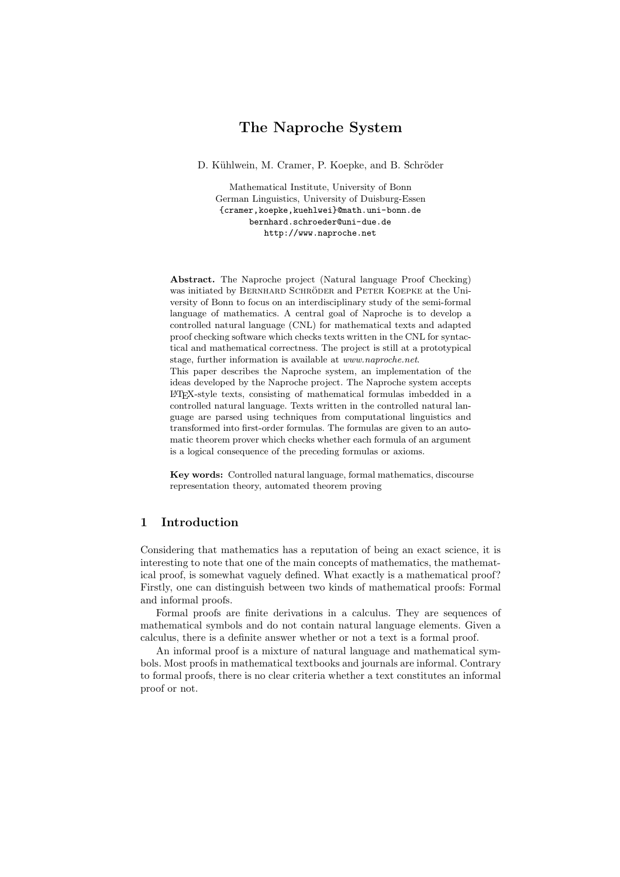# The Naproche System

D. Kühlwein, M. Cramer, P. Koepke, and B. Schröder

Mathematical Institute, University of Bonn
German Linguistics, University of Duisburg-Essen
{cramer,koepke,kuehlwei}@math.uni-bonn.de
bernhard.schroeder@uni-due.de
http://www.naproche.net

**Abstract.** The Naproche project (Natural language Proof Checking) was initiated by Bernhard Schröder and Peter Koepke at the University of Bonn to focus on an interdisciplinary study of the semi-formal language of mathematics. A central goal of Naproche is to develop a controlled natural language (CNL) for mathematical texts and adapted proof checking software which checks texts written in the CNL for syntactical and mathematical correctness. The project is still at a prototypical stage, further information is available at *www.naproche.net*.
This paper describes the Naproche system, an implementation of the ideas developed by the Naproche project. The Naproche system accepts LaTeX-style texts, consisting of mathematical formulas imbedded in a controlled natural language. Texts written in the controlled natural language are parsed using techniques from computational linguistics and transformed into first-order formulas. The formulas are given to an automatic theorem prover which checks whether each formula of an argument is a logical consequence of the preceding formulas or axioms.

**Key words:** Controlled natural language, formal mathematics, discourse representation theory, automated theorem proving

## 1 Introduction

Considering that mathematics has a reputation of being an exact science, it is interesting to note that one of the main concepts of mathematics, the mathematical proof, is somewhat vaguely defined. What exactly is a mathematical proof? Firstly, one can distinguish between two kinds of mathematical proofs: Formal and informal proofs.

Formal proofs are finite derivations in a calculus. They are sequences of mathematical symbols and do not contain natural language elements. Given a calculus, there is a definite answer whether or not a text is a formal proof.

An informal proof is a mixture of natural language and mathematical symbols. Most proofs in mathematical textbooks and journals are informal. Contrary to formal proofs, there is no clear criteria whether a text constitutes an informal proof or not.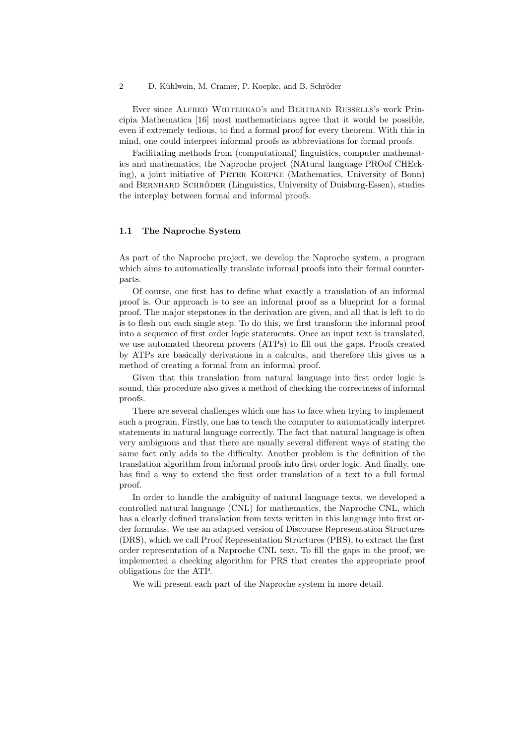Ever since Alfred Whitehead's and Bertrand Russells's work Principia Mathematica [16] most mathematicians agree that it would be possible, even if extremely tedious, to find a formal proof for every theorem. With this in mind, one could interpret informal proofs as abbreviations for formal proofs.

Facilitating methods from (computational) linguistics, computer mathematics and mathematics, the Naproche project (NAtural language PROof CHEcking), a joint initiative of Peter Koepke (Mathematics, University of Bonn) and Bernhard Schröder (Linguistics, University of Duisburg-Essen), studies the interplay between formal and informal proofs.

### 1.1 The Naproche System

As part of the Naproche project, we develop the Naproche system, a program which aims to automatically translate informal proofs into their formal counterparts.

Of course, one first has to define what exactly a translation of an informal proof is. Our approach is to see an informal proof as a blueprint for a formal proof. The major stepstones in the derivation are given, and all that is left to do is to flesh out each single step. To do this, we first transform the informal proof into a sequence of first order logic statements. Once an input text is translated, we use automated theorem provers (ATPs) to fill out the gaps. Proofs created by ATPs are basically derivations in a calculus, and therefore this gives us a method of creating a formal from an informal proof.

Given that this translation from natural language into first order logic is sound, this procedure also gives a method of checking the correctness of informal proofs.

There are several challenges which one has to face when trying to implement such a program. Firstly, one has to teach the computer to automatically interpret statements in natural language correctly. The fact that natural language is often very ambiguous and that there are usually several different ways of stating the same fact only adds to the difficulty. Another problem is the definition of the translation algorithm from informal proofs into first order logic. And finally, one has find a way to extend the first order translation of a text to a full formal proof.

In order to handle the ambiguity of natural language texts, we developed a controlled natural language (CNL) for mathematics, the Naproche CNL, which has a clearly defined translation from texts written in this language into first order formulas. We use an adapted version of Discourse Representation Structures (DRS), which we call Proof Representation Structures (PRS), to extract the first order representation of a Naproche CNL text. To fill the gaps in the proof, we implemented a checking algorithm for PRS that creates the appropriate proof obligations for the ATP.

We will present each part of the Naproche system in more detail.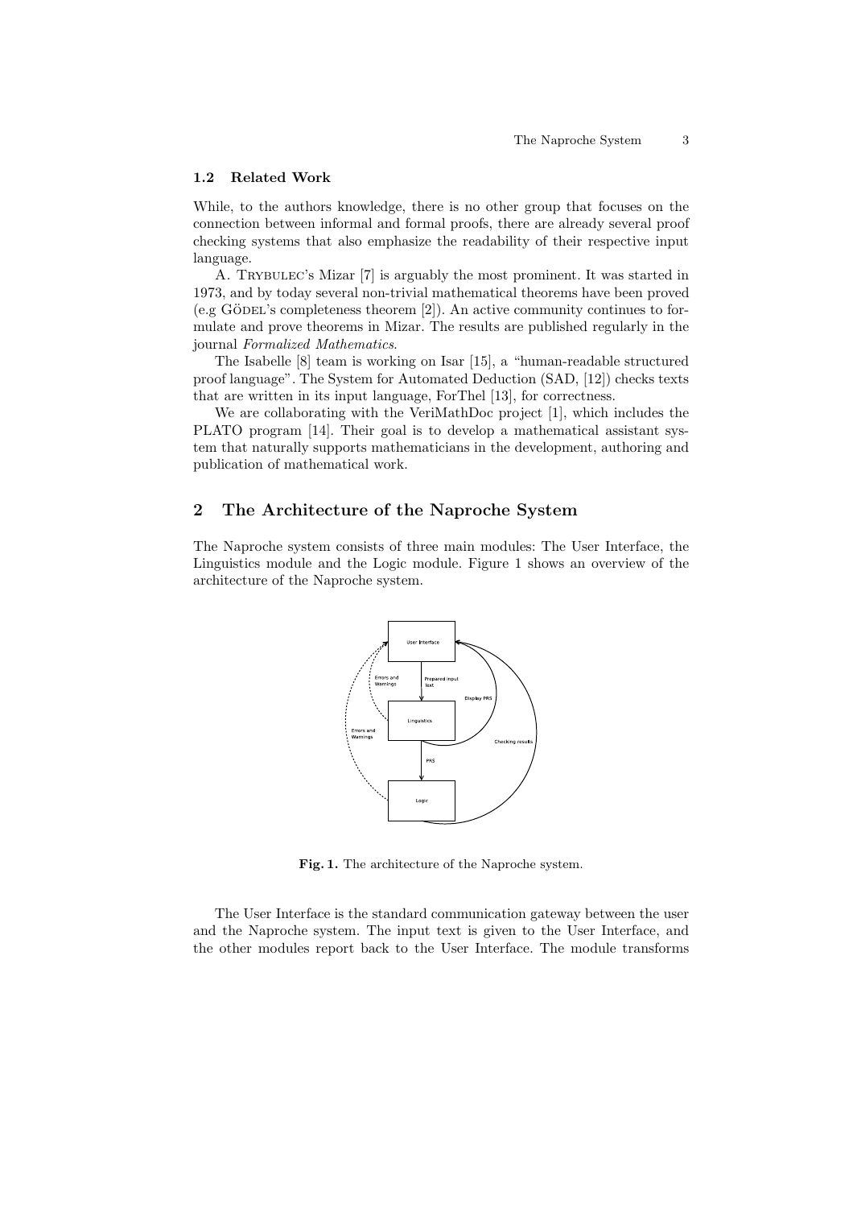### 1.2 Related Work

While, to the authors knowledge, there is no other group that focuses on the connection between informal and formal proofs, there are already several proof checking systems that also emphasize the readability of their respective input language.

A. Trybulec's Mizar [7] is arguably the most prominent. It was started in 1973, and by today several non-trivial mathematical theorems have been proved (e.g Gödel's completeness theorem [2]). An active community continues to formulate and prove theorems in Mizar. The results are published regularly in the journal *Formalized Mathematics*.

The Isabelle [8] team is working on Isar [15], a "human-readable structured proof language". The System for Automated Deduction (SAD, [12]) checks texts that are written in its input language, ForThel [13], for correctness.

We are collaborating with the VeriMathDoc project [1], which includes the PLATO program [14]. Their goal is to develop a mathematical assistant system that naturally supports mathematicians in the development, authoring and publication of mathematical work.

## 2 The Architecture of the Naproche System

The Naproche system consists of three main modules: The User Interface, the Linguistics module and the Logic module. Figure 1 shows an overview of the architecture of the Naproche system.

**Fig. 1.** The architecture of the Naproche system.

The User Interface is the standard communication gateway between the user and the Naproche system. The input text is given to the User Interface, and the other modules report back to the User Interface. The module transforms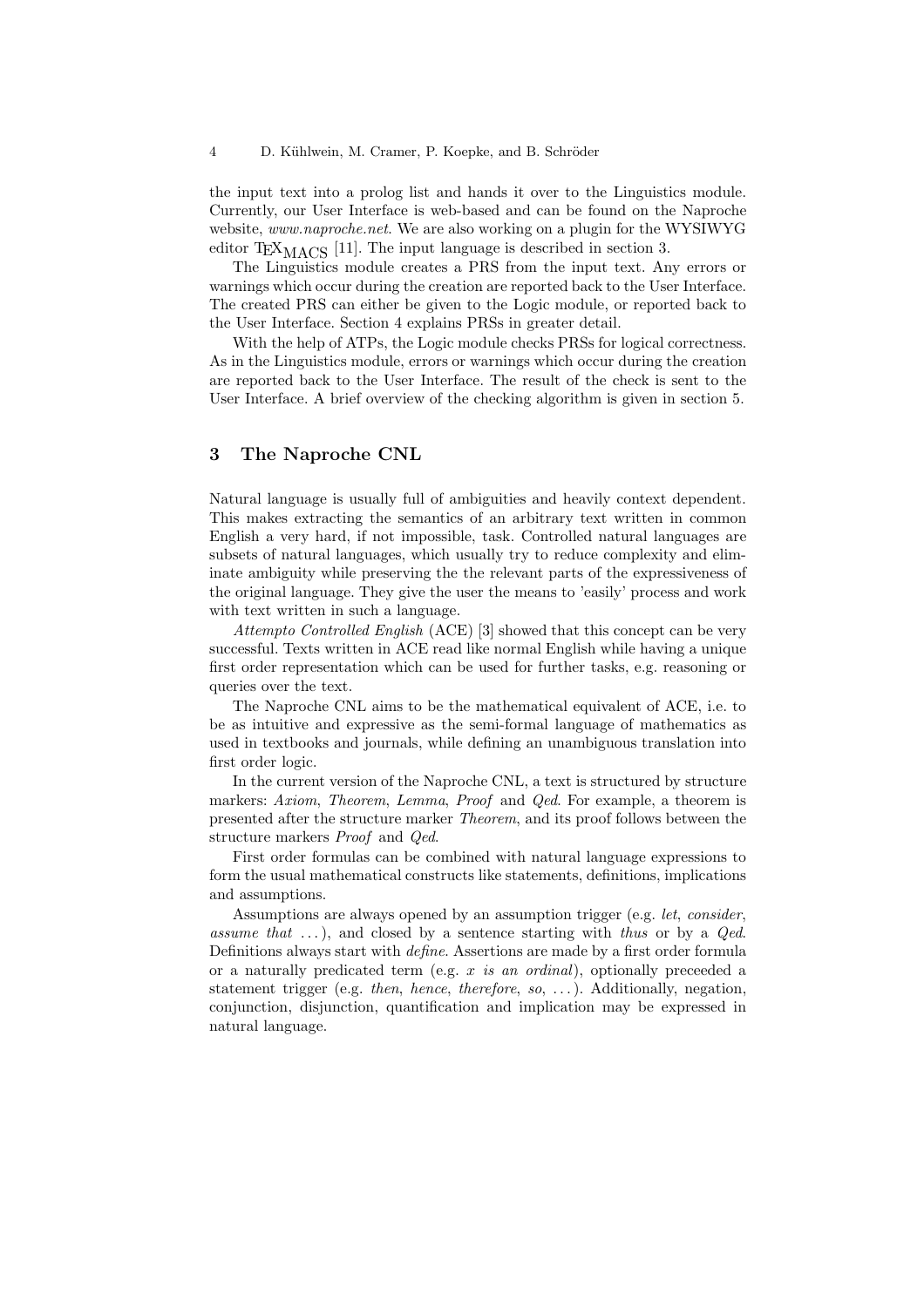the input text into a prolog list and hands it over to the Linguistics module. Currently, our User Interface is web-based and can be found on the Naproche website, *www.naproche.net*. We are also working on a plugin for the WYSIWYG editor TeXmacs [11]. The input language is described in section 3.

The Linguistics module creates a PRS from the input text. Any errors or warnings which occur during the creation are reported back to the User Interface. The created PRS can either be given to the Logic module, or reported back to the User Interface. Section 4 explains PRSs in greater detail.

With the help of ATPs, the Logic module checks PRSs for logical correctness. As in the Linguistics module, errors or warnings which occur during the creation are reported back to the User Interface. The result of the check is sent to the User Interface. A brief overview of the checking algorithm is given in section 5.

## 3 The Naproche CNL

Natural language is usually full of ambiguities and heavily context dependent. This makes extracting the semantics of an arbitrary text written in common English a very hard, if not impossible, task. Controlled natural languages are subsets of natural languages, which usually try to reduce complexity and eliminate ambiguity while preserving the the relevant parts of the expressiveness of the original language. They give the user the means to 'easily' process and work with text written in such a language.

*Attempto Controlled English* (ACE) [3] showed that this concept can be very successful. Texts written in ACE read like normal English while having a unique first order representation which can be used for further tasks, e.g. reasoning or queries over the text.

The Naproche CNL aims to be the mathematical equivalent of ACE, i.e. to be as intuitive and expressive as the semi-formal language of mathematics as used in textbooks and journals, while defining an unambiguous translation into first order logic.

In the current version of the Naproche CNL, a text is structured by structure markers: *Axiom*, *Theorem*, *Lemma*, *Proof* and *Qed*. For example, a theorem is presented after the structure marker *Theorem*, and its proof follows between the structure markers *Proof* and *Qed*.

First order formulas can be combined with natural language expressions to form the usual mathematical constructs like statements, definitions, implications and assumptions.

Assumptions are always opened by an assumption trigger (e.g. *let*, *consider*, *assume that* ...), and closed by a sentence starting with *thus* or by a *Qed*. Definitions always start with *define*. Assertions are made by a first order formula or a naturally predicated term (e.g. *x is an ordinal*), optionally preceeded a statement trigger (e.g. *then*, *hence*, *therefore*, *so*, ...). Additionally, negation, conjunction, disjunction, quantification and implication may be expressed in natural language.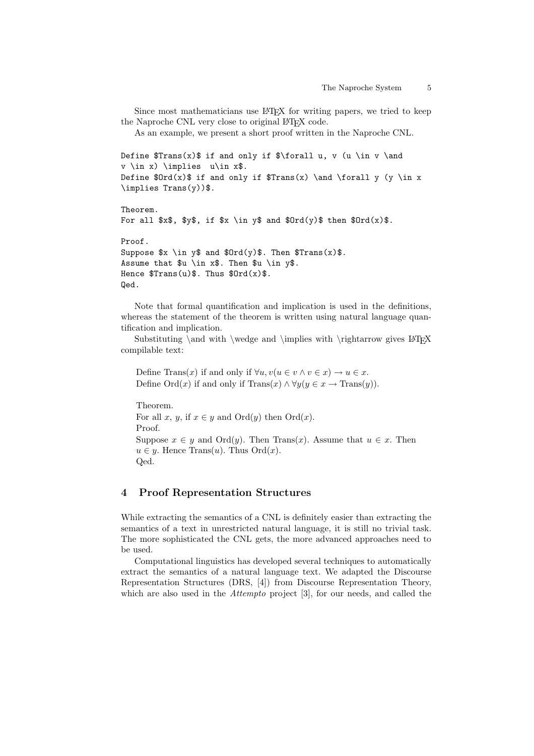Since most mathematicians use LaTeX for writing papers, we tried to keep the Naproche CNL very close to original LaTeX code.

As an example, we present a short proof written in the Naproche CNL.

```
Define $Trans(x)$ if and only if $\forall u, v (u \in v \and
v \in x) \implies  u\in x$.
Define $Ord(x)$ if and only if $Trans(x) \and \forall y (y \in x
\implies Trans(y))$.

Theorem.
For all $x$, $y$, if $x \in y$ and $Ord(y)$ then $Ord(x)$.

Proof.
Suppose $x \in y$ and $Ord(y)$. Then $Trans(x)$.
Assume that $u \in x$. Then $u \in y$.
Hence $Trans(u)$. Thus $Ord(x)$.
Qed.
```

Note that formal quantification and implication is used in the definitions, whereas the statement of the theorem is written using natural language quantification and implication.

Substituting \and with \wedge and \implies with \rightarrow gives LaTeX compilable text:

> Define $\text{Trans}(x)$ if and only if $\forall u, v(u \in v \wedge v \in x) \rightarrow u \in x$.
> Define $\text{Ord}(x)$ if and only if $\text{Trans}(x) \wedge \forall y(y \in x \rightarrow \text{Trans}(y))$.
>
> Theorem.
> For all $x$, $y$, if $x \in y$ and $\text{Ord}(y)$ then $\text{Ord}(x)$.
> Proof.
> Suppose $x \in y$ and $\text{Ord}(y)$. Then $\text{Trans}(x)$. Assume that $u \in x$. Then $u \in y$. Hence $\text{Trans}(u)$. Thus $\text{Ord}(x)$.
> Qed.

## 4 Proof Representation Structures

While extracting the semantics of a CNL is definitely easier than extracting the semantics of a text in unrestricted natural language, it is still no trivial task. The more sophisticated the CNL gets, the more advanced approaches need to be used.

Computational linguistics has developed several techniques to automatically extract the semantics of a natural language text. We adapted the Discourse Representation Structures (DRS, [4]) from Discourse Representation Theory, which are also used in the *Attempto* project [3], for our needs, and called the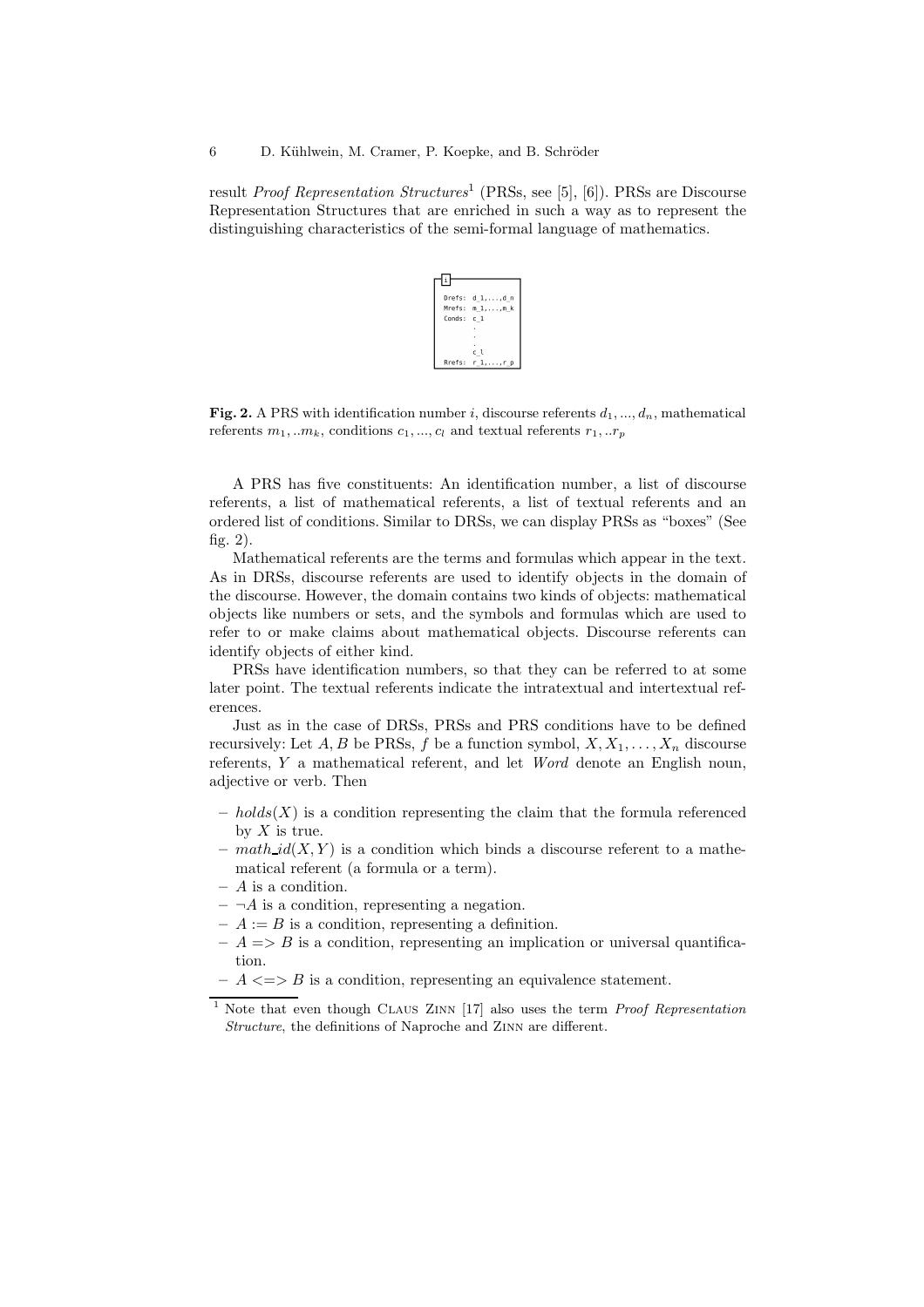result *Proof Representation Structures*[1] (PRSs, see [5], [6]). PRSs are Discourse Representation Structures that are enriched in such a way as to represent the distinguishing characteristics of the semi-formal language of mathematics.

```
i
Drefs: d_1,...,d_n
Mrefs: m_1,...,m_k
Conds: c_1
       .
       .
       .
       c_l
Rrefs: r_1,...,r_p
```

**Fig. 2.** A PRS with identification number $i$, discourse referents $d_1, ..., d_n$, mathematical referents $m_1, ..m_k$, conditions $c_1, ..., c_l$ and textual referents $r_1, ..r_p$

A PRS has five constituents: An identification number, a list of discourse referents, a list of mathematical referents, a list of textual referents and an ordered list of conditions. Similar to DRSs, we can display PRSs as "boxes" (See fig. 2).

Mathematical referents are the terms and formulas which appear in the text. As in DRSs, discourse referents are used to identify objects in the domain of the discourse. However, the domain contains two kinds of objects: mathematical objects like numbers or sets, and the symbols and formulas which are used to refer to or make claims about mathematical objects. Discourse referents can identify objects of either kind.

PRSs have identification numbers, so that they can be referred to at some later point. The textual referents indicate the intratextual and intertextual references.

Just as in the case of DRSs, PRSs and PRS conditions have to be defined recursively: Let $A, B$ be PRSs, $f$ be a function symbol, $X, X_1, \ldots, X_n$ discourse referents, $Y$ a mathematical referent, and let *Word* denote an English noun, adjective or verb. Then

- $holds(X)$ is a condition representing the claim that the formula referenced by $X$ is true.
- $math\_id(X, Y)$ is a condition which binds a discourse referent to a mathematical referent (a formula or a term).
- $A$ is a condition.
- $\neg A$ is a condition, representing a negation.
- $A := B$ is a condition, representing a definition.
- $A => B$ is a condition, representing an implication or universal quantification.
- $A <=> B$ is a condition, representing an equivalence statement.

[1] Note that even though Claus Zinn [17] also uses the term *Proof Representation Structure*, the definitions of Naproche and Zinn are different.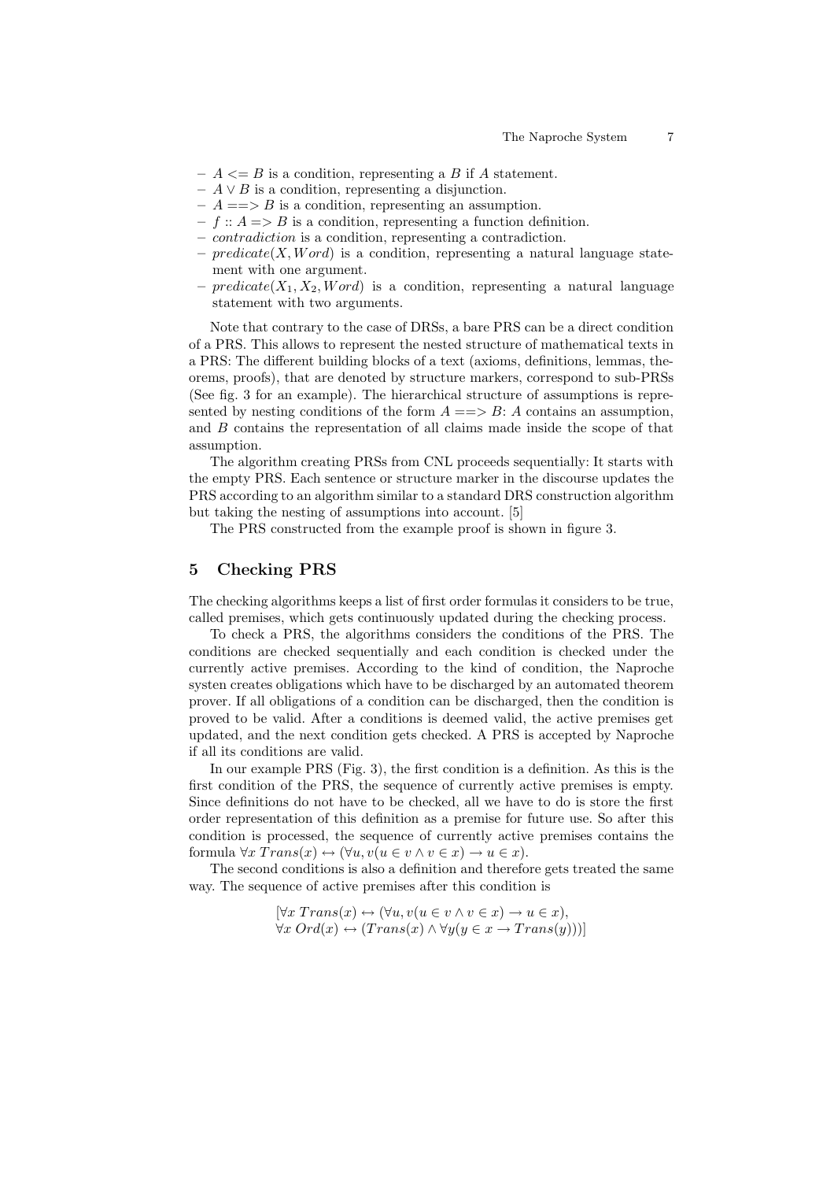- $A <= B$ is a condition, representing a $B$ if $A$ statement.
- $A \vee B$ is a condition, representing a disjunction.
- $A ==> B$ is a condition, representing an assumption.
- $f :: A => B$ is a condition, representing a function definition.
- *contradiction* is a condition, representing a contradiction.
- $predicate(X, Word)$ is a condition, representing a natural language statement with one argument.
- $predicate(X_1, X_2, Word)$ is a condition, representing a natural language statement with two arguments.

Note that contrary to the case of DRSs, a bare PRS can be a direct condition of a PRS. This allows to represent the nested structure of mathematical texts in a PRS: The different building blocks of a text (axioms, definitions, lemmas, theorems, proofs), that are denoted by structure markers, correspond to sub-PRSs (See fig. 3 for an example). The hierarchical structure of assumptions is represented by nesting conditions of the form $A ==> B$: $A$ contains an assumption, and $B$ contains the representation of all claims made inside the scope of that assumption.

The algorithm creating PRSs from CNL proceeds sequentially: It starts with the empty PRS. Each sentence or structure marker in the discourse updates the PRS according to an algorithm similar to a standard DRS construction algorithm but taking the nesting of assumptions into account. [5]

The PRS constructed from the example proof is shown in figure 3.

## 5 Checking PRS

The checking algorithms keeps a list of first order formulas it considers to be true, called premises, which gets continuously updated during the checking process.

To check a PRS, the algorithms considers the conditions of the PRS. The conditions are checked sequentially and each condition is checked under the currently active premises. According to the kind of condition, the Naproche systen creates obligations which have to be discharged by an automated theorem prover. If all obligations of a condition can be discharged, then the condition is proved to be valid. After a conditions is deemed valid, the active premises get updated, and the next condition gets checked. A PRS is accepted by Naproche if all its conditions are valid.

In our example PRS (Fig. 3), the first condition is a definition. As this is the first condition of the PRS, the sequence of currently active premises is empty. Since definitions do not have to be checked, all we have to do is store the first order representation of this definition as a premise for future use. So after this condition is processed, the sequence of currently active premises contains the formula $\forall x\, Trans(x) \leftrightarrow (\forall u, v(u \in v \wedge v \in x) \rightarrow u \in x)$.

The second conditions is also a definition and therefore gets treated the same way. The sequence of active premises after this condition is

$$[\forall x\, Trans(x) \leftrightarrow (\forall u, v(u \in v \wedge v \in x) \rightarrow u \in x),$$
$$\forall x\, Ord(x) \leftrightarrow (Trans(x) \wedge \forall y(y \in x \rightarrow Trans(y)))]$$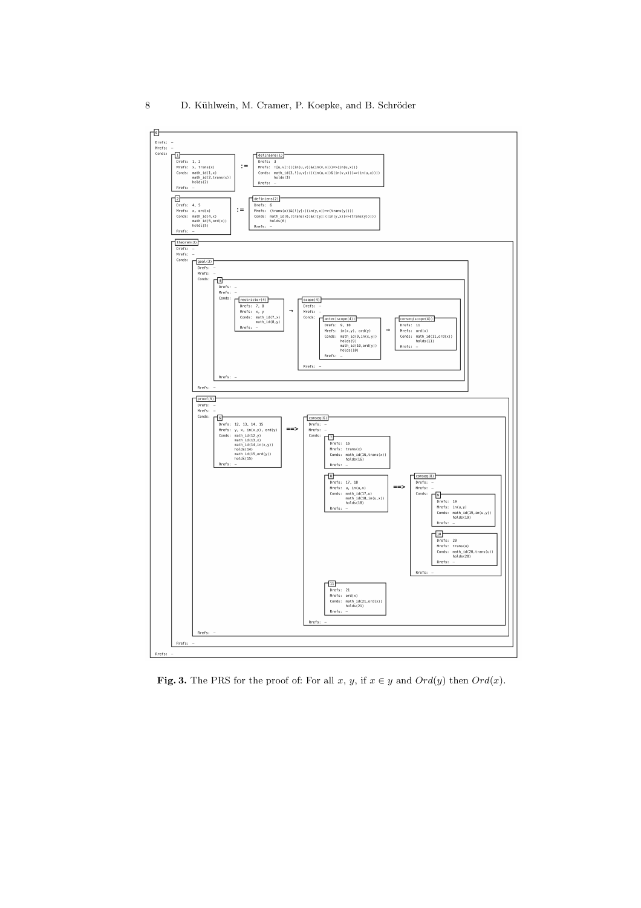```
[0]
Drefs: –
Mrefs: –
Conds:
  [1]                                        :=   [definiens(1)]
  Drefs: 1, 2                                     Drefs: 3
  Mrefs: x, trans(x)                              Mrefs: ![u,v]:(((in(u,v))&(in(v,x)))=>(in(u,x)))
  Conds: math_id(1,x)                             Conds: math_id(3,![u,v]:(((in(u,v))&(in(v,x)))=>(in(u,x))))
         math_id(2,trans(x))                             holds(3)
         holds(2)                                 Rrefs: –
  Rrefs: –

  [2]                                        :=   [definiens(2)]
  Drefs: 4, 5                                     Drefs: 6
  Mrefs: x, ord(x)                                Mrefs: (trans(x))&(![y]:((in(y,x))=>(trans(y))))
  Conds: math_id(4,x)                             Conds: math_id(6,(trans(x))&(![y]:((in(y,x))=>(trans(y)))))
         math_id(5,ord(x))                               holds(6)
         holds(5)                                 Rrefs: –
  Rrefs: –

  [theorem(3)]
  Drefs: –
  Mrefs: –
  Conds:
    [goal(3)]
    Drefs: –
    Mrefs: –
    Conds:
      [4]
      Drefs: –
      Mrefs: –
      Conds:
        [restrictor(4)]        →   [scope(4)]
        Drefs: 7, 8                Drefs: –
        Mrefs: x, y                Mrefs: –
        Conds: math_id(7,x)        Conds:
               math_id(8,y)          [antec(scope(4))]           →   [conseq(scope(4))]
        Rrefs: –                     Drefs: 9, 10                    Drefs: 11
                                     Mrefs: in(x,y), ord(y)          Mrefs: ord(x)
                                     Conds: math_id(9,in(x,y))       Conds: math_id(11,ord(x))
                                            holds(9)                        holds(11)
                                            math_id(10,ord(y))       Rrefs: –
                                            holds(10)
                                     Rrefs: –
                                   Rrefs: –
      Rrefs: –
    Rrefs: –

    [proof(5)]
    Drefs: –
    Mrefs: –
    Conds:
      [6]                          ==>   [conseq(6)]
      Drefs: 12, 13, 14, 15              Drefs: –
      Mrefs: y, x, in(x,y), ord(y)       Mrefs: –
      Conds: math_id(12,y)               Conds:
             math_id(13,x)                 [7]
             math_id(14,in(x,y))           Drefs: 16
             holds(14)                     Mrefs: trans(x)
             math_id(15,ord(y))            Conds: math_id(16,trans(x))
             holds(15)                            holds(16)
      Rrefs: –                             Rrefs: –

                                           [8]                       ==>   [conseq(8)]
                                           Drefs: 17, 18                   Drefs: –
                                           Mrefs: u, in(u,x)               Mrefs: –
                                           Conds: math_id(17,u)            Conds:
                                                  math_id(18,in(u,x))        [9]
                                                  holds(18)                  Drefs: 19
                                           Rrefs: –                          Mrefs: in(u,y)
                                                                             Conds: math_id(19,in(u,y))
                                                                                    holds(19)
                                                                             Rrefs: –

                                                                             [10]
                                                                             Drefs: 20
                                                                             Mrefs: trans(u)
                                                                             Conds: math_id(20,trans(u))
                                                                                    holds(20)
                                                                             Rrefs: –
                                                                           Rrefs: –

                                           [11]
                                           Drefs: 21
                                           Mrefs: ord(x)
                                           Conds: math_id(21,ord(x))
                                                  holds(21)
                                           Rrefs: –
                                         Rrefs: –
    Rrefs: –
  Rrefs: –
Rrefs: –
```

**Fig. 3.** The PRS for the proof of: For all $x$, $y$, if $x \in y$ and $Ord(y)$ then $Ord(x)$.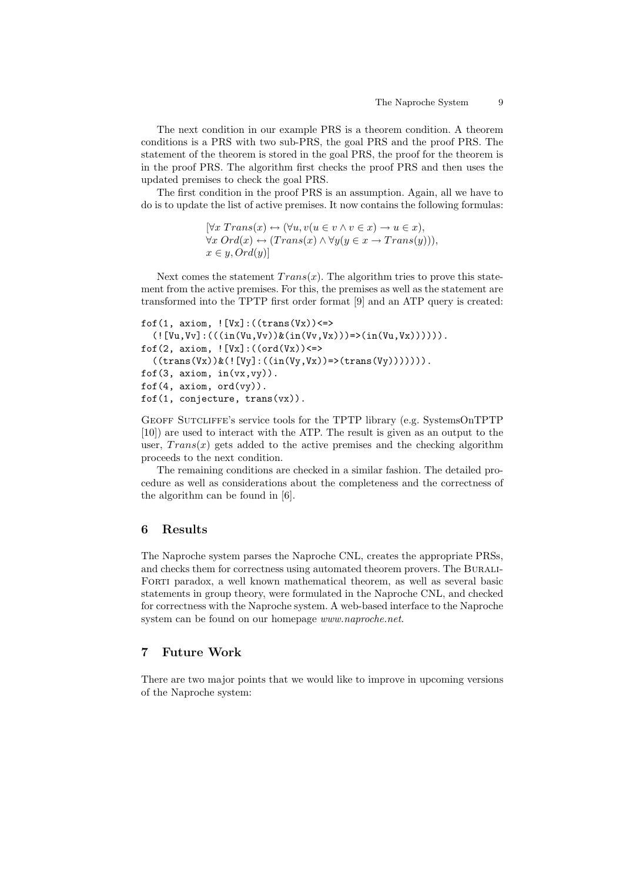The next condition in our example PRS is a theorem condition. A theorem conditions is a PRS with two sub-PRS, the goal PRS and the proof PRS. The statement of the theorem is stored in the goal PRS, the proof for the theorem is in the proof PRS. The algorithm first checks the proof PRS and then uses the updated premises to check the goal PRS.

The first condition in the proof PRS is an assumption. Again, all we have to do is to update the list of active premises. It now contains the following formulas:

$$[\forall x\ Trans(x) \leftrightarrow (\forall u, v(u \in v \wedge v \in x) \rightarrow u \in x),$$
$$\forall x\ Ord(x) \leftrightarrow (Trans(x) \wedge \forall y(y \in x \rightarrow Trans(y))),$$
$$x \in y, Ord(y)]$$

Next comes the statement $Trans(x)$. The algorithm tries to prove this statement from the active premises. For this, the premises as well as the statement are transformed into the TPTP first order format [9] and an ATP query is created:

```
fof(1, axiom, ![Vx]:((trans(Vx))<=>
  (![Vu,Vv]:(((in(Vu,Vv))&(in(Vv,Vx)))=>(in(Vu,Vx)))))).
fof(2, axiom, ![Vx]:((ord(Vx))<=>
  ((trans(Vx))&(![Vy]:((in(Vy,Vx))=>(trans(Vy))))))).
fof(3, axiom, in(vx,vy)).
fof(4, axiom, ord(vy)).
fof(1, conjecture, trans(vx)).
```

Geoff Sutcliffe's service tools for the TPTP library (e.g. SystemsOnTPTP [10]) are used to interact with the ATP. The result is given as an output to the user, $Trans(x)$ gets added to the active premises and the checking algorithm proceeds to the next condition.

The remaining conditions are checked in a similar fashion. The detailed procedure as well as considerations about the completeness and the correctness of the algorithm can be found in [6].

## 6 Results

The Naproche system parses the Naproche CNL, creates the appropriate PRSs, and checks them for correctness using automated theorem provers. The Burali-Forti paradox, a well known mathematical theorem, as well as several basic statements in group theory, were formulated in the Naproche CNL, and checked for correctness with the Naproche system. A web-based interface to the Naproche system can be found on our homepage *www.naproche.net*.

## 7 Future Work

There are two major points that we would like to improve in upcoming versions of the Naproche system: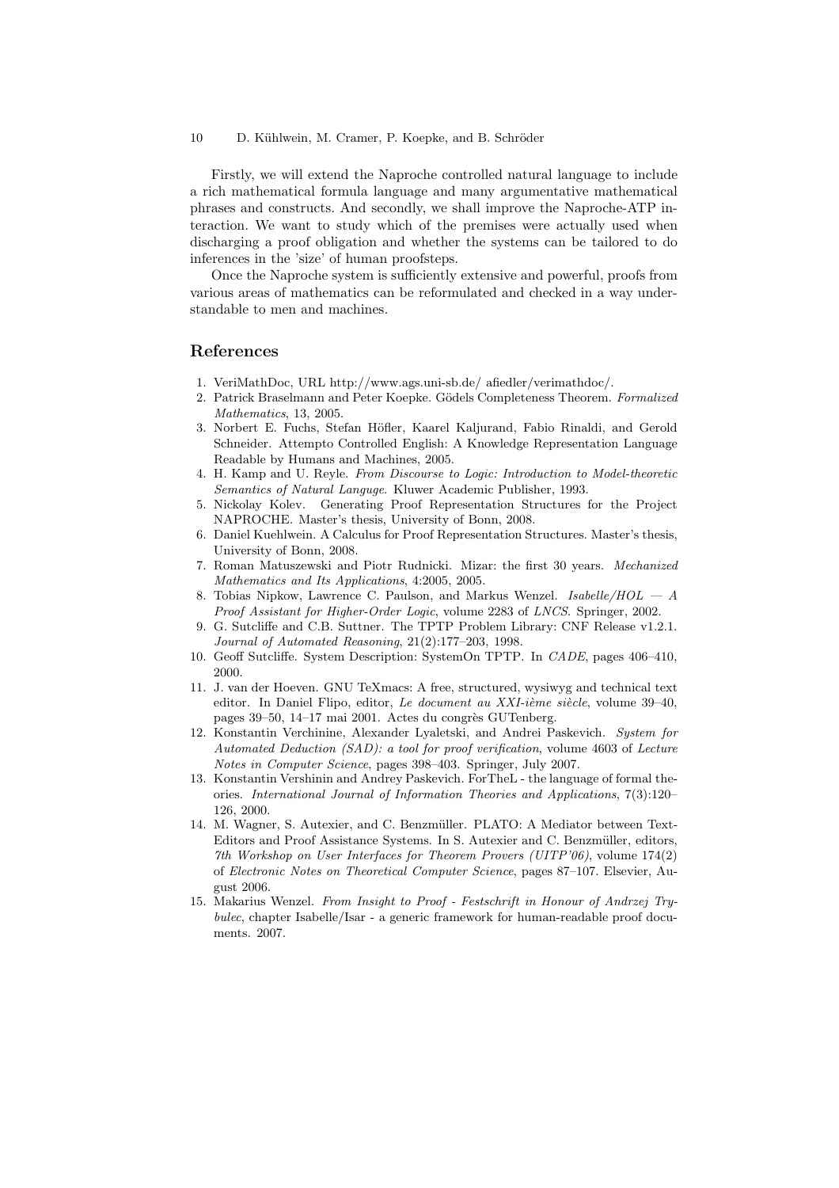Firstly, we will extend the Naproche controlled natural language to include a rich mathematical formula language and many argumentative mathematical phrases and constructs. And secondly, we shall improve the Naproche-ATP interaction. We want to study which of the premises were actually used when discharging a proof obligation and whether the systems can be tailored to do inferences in the 'size' of human proofsteps.

Once the Naproche system is sufficiently extensive and powerful, proofs from various areas of mathematics can be reformulated and checked in a way understandable to men and machines.

## References

1. VeriMathDoc, URL http://www.ags.uni-sb.de/ afiedler/verimathdoc/.
2. Patrick Braselmann and Peter Koepke. Gödels Completeness Theorem. *Formalized Mathematics*, 13, 2005.
3. Norbert E. Fuchs, Stefan Höfler, Kaarel Kaljurand, Fabio Rinaldi, and Gerold Schneider. Attempto Controlled English: A Knowledge Representation Language Readable by Humans and Machines, 2005.
4. H. Kamp and U. Reyle. *From Discourse to Logic: Introduction to Model-theoretic Semantics of Natural Languge*. Kluwer Academic Publisher, 1993.
5. Nickolay Kolev. Generating Proof Representation Structures for the Project NAPROCHE. Master's thesis, University of Bonn, 2008.
6. Daniel Kuehlwein. A Calculus for Proof Representation Structures. Master's thesis, University of Bonn, 2008.
7. Roman Matuszewski and Piotr Rudnicki. Mizar: the first 30 years. *Mechanized Mathematics and Its Applications*, 4:2005, 2005.
8. Tobias Nipkow, Lawrence C. Paulson, and Markus Wenzel. *Isabelle/HOL — A Proof Assistant for Higher-Order Logic*, volume 2283 of *LNCS*. Springer, 2002.
9. G. Sutcliffe and C.B. Suttner. The TPTP Problem Library: CNF Release v1.2.1. *Journal of Automated Reasoning*, 21(2):177–203, 1998.
10. Geoff Sutcliffe. System Description: SystemOn TPTP. In *CADE*, pages 406–410, 2000.
11. J. van der Hoeven. GNU TeXmacs: A free, structured, wysiwyg and technical text editor. In Daniel Flipo, editor, *Le document au XXI-ième siècle*, volume 39–40, pages 39–50, 14–17 mai 2001. Actes du congrès GUTenberg.
12. Konstantin Verchinine, Alexander Lyaletski, and Andrei Paskevich. *System for Automated Deduction (SAD): a tool for proof verification*, volume 4603 of *Lecture Notes in Computer Science*, pages 398–403. Springer, July 2007.
13. Konstantin Vershinin and Andrey Paskevich. ForTheL - the language of formal theories. *International Journal of Information Theories and Applications*, 7(3):120–126, 2000.
14. M. Wagner, S. Autexier, and C. Benzmüller. PLATO: A Mediator between Text-Editors and Proof Assistance Systems. In S. Autexier and C. Benzmüller, editors, *7th Workshop on User Interfaces for Theorem Provers (UITP'06)*, volume 174(2) of *Electronic Notes on Theoretical Computer Science*, pages 87–107. Elsevier, August 2006.
15. Makarius Wenzel. *From Insight to Proof - Festschrift in Honour of Andrzej Trybulec*, chapter Isabelle/Isar - a generic framework for human-readable proof documents. 2007.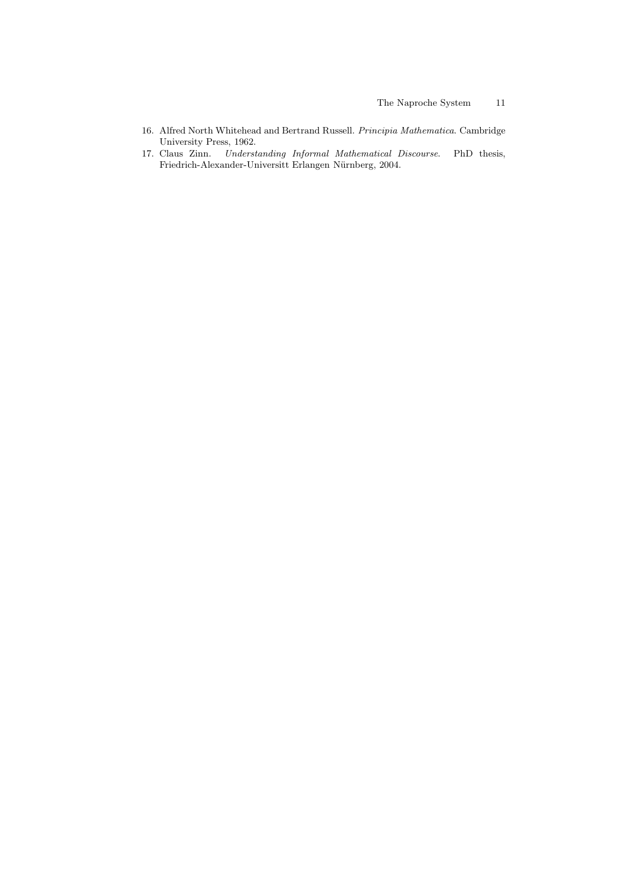16. Alfred North Whitehead and Bertrand Russell. *Principia Mathematica*. Cambridge University Press, 1962.
17. Claus Zinn. *Understanding Informal Mathematical Discourse*. PhD thesis, Friedrich-Alexander-Universitt Erlangen Nürnberg, 2004.